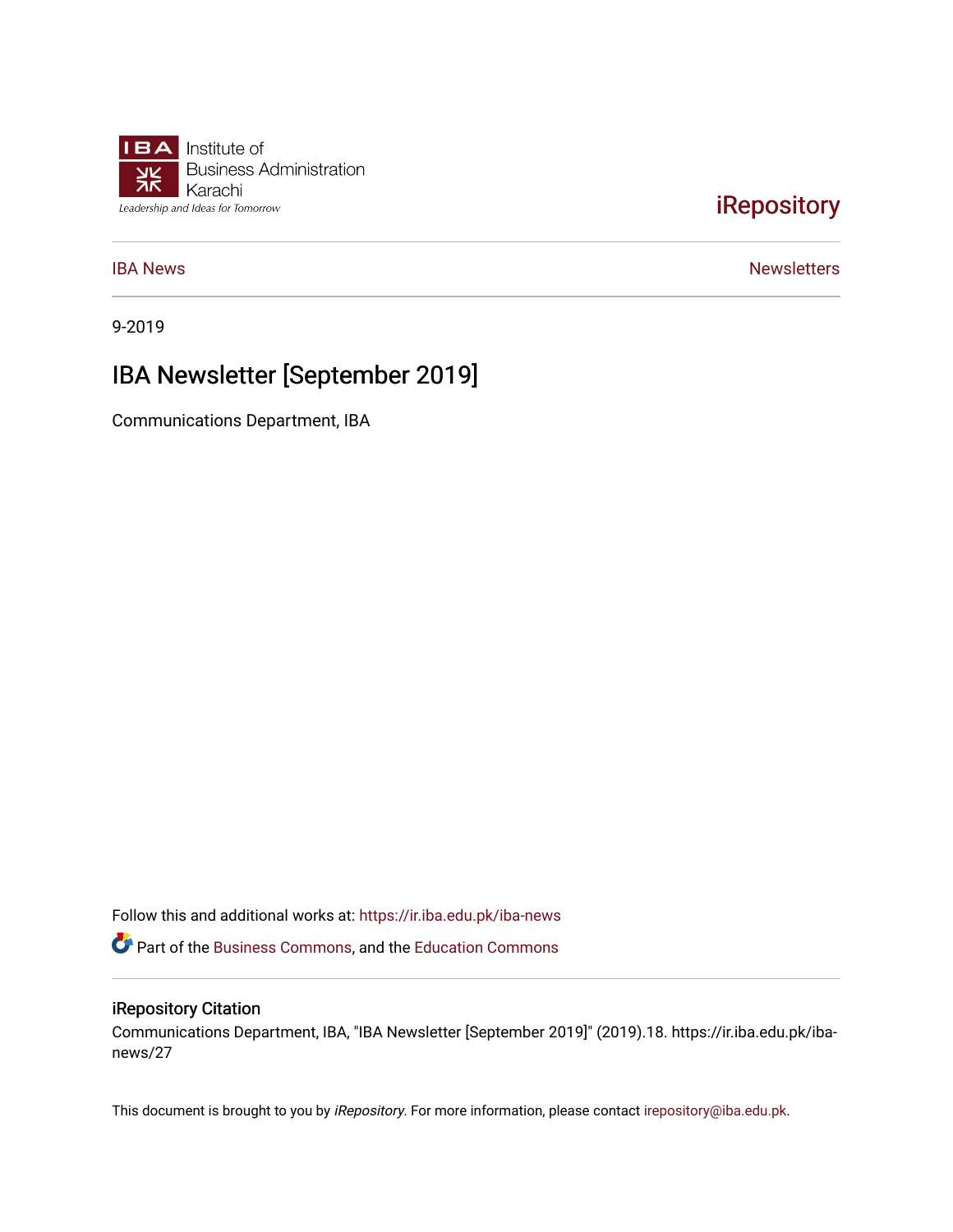Institute of Business Administration Karachi

*Leadership and Ideas for Tomorrow*

iRepository

IBA News — Newsletters

9-2019

# IBA Newsletter [September 2019]

Communications Department, IBA

Follow this and additional works at: https://ir.iba.edu.pk/iba-news

Part of the Business Commons, and the Education Commons

## iRepository Citation

Communications Department, IBA, "IBA Newsletter [September 2019]" (2019).18. https://ir.iba.edu.pk/iba-news/27

This document is brought to you by *iRepository*. For more information, please contact irepository@iba.edu.pk.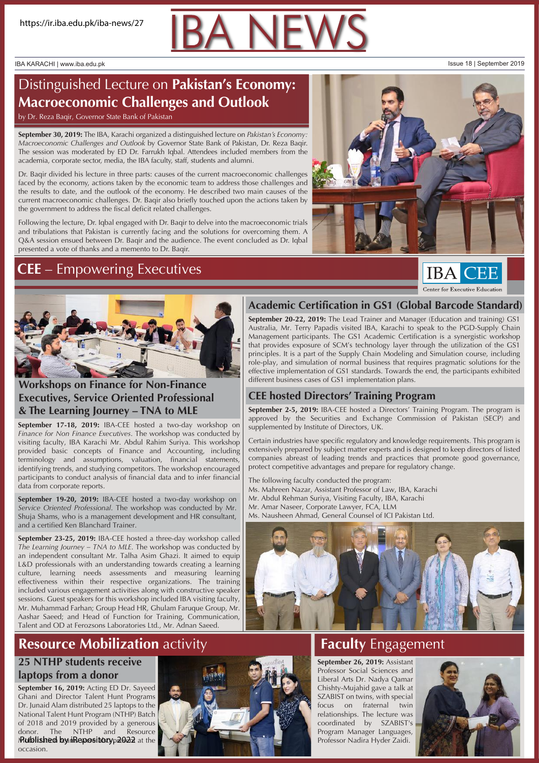# IBA NEWS

IBA KARACHI | www.iba.edu.pk

Issue 18 | September 2019

## Distinguished Lecture on **Pakistan's Economy: Macroeconomic Challenges and Outlook**

by Dr. Reza Baqir, Governor State Bank of Pakistan

**September 30, 2019:** The IBA, Karachi organized a distinguished lecture on *Pakistan's Economy: Macroeconomic Challenges and Outlook* by Governor State Bank of Pakistan, Dr. Reza Baqir. The session was moderated by ED Dr. Farrukh Iqbal. Attendees included members from the academia, corporate sector, media, the IBA faculty, staff, students and alumni.

Dr. Baqir divided his lecture in three parts: causes of the current macroeconomic challenges faced by the economy, actions taken by the economic team to address those challenges and the results to date, and the outlook of the economy. He described two main causes of the current macroeconomic challenges. Dr. Baqir also briefly touched upon the actions taken by the government to address the fiscal deficit related challenges.

Following the lecture, Dr. Iqbal engaged with Dr. Baqir to delve into the macroeconomic trials and tribulations that Pakistan is currently facing and the solutions for overcoming them. A Q&A session ensued between Dr. Baqir and the audience. The event concluded as Dr. Iqbal presented a vote of thanks and a memento to Dr. Baqir.

## **CEE** – Empowering Executives

IBA CEE
Center for Executive Education

### Workshops on Finance for Non-Finance Executives, Service Oriented Professional & The Learning Journey – TNA to MLE

**September 17-18, 2019:** IBA-CEE hosted a two-day workshop on *Finance for Non Finance Executives*. The workshop was conducted by visiting faculty, IBA Karachi Mr. Abdul Rahim Suriya. This workshop provided basic concepts of Finance and Accounting, including terminology and assumptions, valuation, financial statements, identifying trends, and studying competitors. The workshop encouraged participants to conduct analysis of financial data and to infer financial data from corporate reports.

**September 19-20, 2019:** IBA-CEE hosted a two-day workshop on *Service Oriented Professional*. The workshop was conducted by Mr. Shuja Shams, who is a management development and HR consultant, and a certified Ken Blanchard Trainer.

**September 23-25, 2019:** IBA-CEE hosted a three-day workshop called *The Learning Journey – TNA to MLE*. The workshop was conducted by an independent consultant Mr. Talha Asim Ghazi. It aimed to equip L&D professionals with an understanding towards creating a learning culture, learning needs assessments and measuring learning effectiveness within their respective organizations. The training included various engagement activities along with constructive speaker sessions. Guest speakers for this workshop included IBA visiting faculty, Mr. Muhammad Farhan; Group Head HR, Ghulam Faruque Group, Mr. Aashar Saeed; and Head of Function for Training, Communication, Talent and OD at Ferozsons Laboratories Ltd., Mr. Adnan Saeed.

### Academic Certification in GS1 (Global Barcode Standard)

**September 20-22, 2019:** The Lead Trainer and Manager (Education and training) GS1 Australia, Mr. Terry Papadis visited IBA, Karachi to speak to the PGD-Supply Chain Management participants. The GS1 Academic Certification is a synergistic workshop that provides exposure of SCM's technology layer through the utilization of the GS1 principles. It is a part of the Supply Chain Modeling and Simulation course, including role-play, and simulation of normal business that requires pragmatic solutions for the effective implementation of GS1 standards. Towards the end, the participants exhibited different business cases of GS1 implementation plans.

### CEE hosted Directors' Training Program

**September 2-5, 2019:** IBA-CEE hosted a Directors' Training Program. The program is approved by the Securities and Exchange Commission of Pakistan (SECP) and supplemented by Institute of Directors, UK.

Certain industries have specific regulatory and knowledge requirements. This program is extensively prepared by subject matter experts and is designed to keep directors of listed companies abreast of leading trends and practices that promote good governance, protect competitive advantages and prepare for regulatory change.

The following faculty conducted the program:
Ms. Mahreen Nazar, Assistant Professor of Law, IBA, Karachi
Mr. Abdul Rehman Suriya, Visiting Faculty, IBA, Karachi
Mr. Amar Naseer, Corporate Lawyer, FCA, LLM
Ms. Nausheen Ahmad, General Counsel of ICI Pakistan Ltd.

## **Resource Mobilization** activity

### 25 NTHP students receive laptops from a donor

**September 16, 2019:** Acting ED Dr. Sayeed Ghani and Director Talent Hunt Programs Dr. Junaid Alam distributed 25 laptops to the National Talent Hunt Program (NTHP) Batch of 2018 and 2019 provided by a generous donor. The NTHP and Resource Mobilization teams were present at the occasion.

## **Faculty** Engagement

**September 26, 2019:** Assistant Professor Social Sciences and Liberal Arts Dr. Nadya Qamar Chishty-Mujahid gave a talk at SZABIST on twins, with special focus on fraternal twin relationships. The lecture was coordinated by SZABIST's Program Manager Languages, Professor Nadira Hyder Zaidi.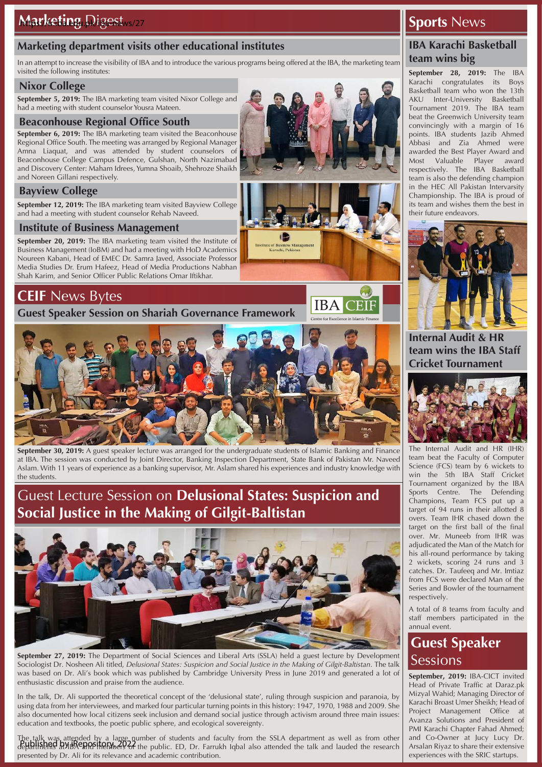## Marketing Digest

### Marketing department visits other educational institutes

In an attempt to increase the visibility of IBA and to introduce the various programs being offered at the IBA, the marketing team visited the following institutes:

#### Nixor College

**September 5, 2019:** The IBA marketing team visited Nixor College and had a meeting with student counselor Yousra Mateen.

#### Beaconhouse Regional Office South

**September 6, 2019:** The IBA marketing team visited the Beaconhouse Regional Office South. The meeting was arranged by Regional Manager Amna Liaquat, and was attended by student counselors of Beaconhouse College Campus Defence, Gulshan, North Nazimabad and Discovery Center: Maham Idrees, Yumna Shoaib, Shehroze Shaikh and Noreen Gillani respectively.

#### Bayview College

**September 12, 2019:** The IBA marketing team visited Bayview College and had a meeting with student counselor Rehab Naveed.

#### Institute of Business Management

**September 20, 2019:** The IBA marketing team visited the Institute of Business Management (IoBM) and had a meeting with HoD Academics Noureen Kabani, Head of EMEC Dr. Samra Javed, Associate Professor Media Studies Dr. Erum Hafeez, Head of Media Productions Nabhan Shah Karim, and Senior Officer Public Relations Omar Iftikhar.

## CEIF News Bytes

### Guest Speaker Session on Shariah Governance Framework

**September 30, 2019:** A guest speaker lecture was arranged for the undergraduate students of Islamic Banking and Finance at IBA. The session was conducted by Joint Director, Banking Inspection Department, State Bank of Pakistan Mr. Naveed Aslam. With 11 years of experience as a banking supervisor, Mr. Aslam shared his experiences and industry knowledge with the students.

## Guest Lecture Session on Delusional States: Suspicion and Social Justice in the Making of Gilgit-Baltistan

**September 27, 2019:** The Department of Social Sciences and Liberal Arts (SSLA) held a guest lecture by Development Sociologist Dr. Nosheen Ali titled, *Delusional States: Suspicion and Social Justice in the Making of Gilgit-Baltistan*. The talk was based on Dr. Ali's book which was published by Cambridge University Press in June 2019 and generated a lot of enthusiastic discussion and praise from the audience.

In the talk, Dr. Ali supported the theoretical concept of the 'delusional state', ruling through suspicion and paranoia, by using data from her interviewees, and marked four particular turning points in this history: 1947, 1970, 1988 and 2009. She also documented how local citizens seek inclusion and demand social justice through activism around three main issues: education and textbooks, the poetic public sphere, and ecological sovereignty.

The talk was attended by a large number of students and faculty from the SSLA department as well as from other departments at IBA and members of the public. ED, Dr. Farrukh Iqbal also attended the talk and lauded the research presented by Dr. Ali for its relevance and academic contribution.

## Sports News

### IBA Karachi Basketball team wins big

**September 28, 2019:** The IBA Karachi congratulates its Boys Basketball team who won the 13th AKU Inter-University Basketball Tournament 2019. The IBA team beat the Greenwich University team convincingly with a margin of 16 points. IBA students Jazib Ahmed Abbasi and Zia Ahmed were awarded the Best Player Award and Most Valuable Player award respectively. The IBA Basketball team is also the defending champion in the HEC All Pakistan Intervarsity Championship. The IBA is proud of its team and wishes them the best in their future endeavors.

### Internal Audit & HR team wins the IBA Staff Cricket Tournament

The Internal Audit and HR (IHR) team beat the Faculty of Computer Science (FCS) team by 6 wickets to win the 5th IBA Staff Cricket Tournament organized by the IBA Sports Centre. The Defending Champions, Team FCS put up a target of 94 runs in their allotted 8 overs. Team IHR chased down the target on the first ball of the final over. Mr. Muneeb from IHR was adjudicated the Man of the Match for his all-round performance by taking 2 wickets, scoring 24 runs and 3 catches. Dr. Taufeeq and Mr. Imtiaz from FCS were declared Man of the Series and Bowler of the tournament respectively.

A total of 8 teams from faculty and staff members participated in the annual event.

## Guest Speaker Sessions

**September, 2019:** IBA-CICT invited Head of Private Traffic at Daraz.pk Mizyal Wahid; Managing Director of Karachi Broast Umer Sheikh; Head of Project Management Office at Avanza Solutions and President of PMI Karachi Chapter Fahad Ahmed; and Co-Owner at Jucy Lucy Dr. Arsalan Riyaz to share their extensive experiences with the SRIC startups.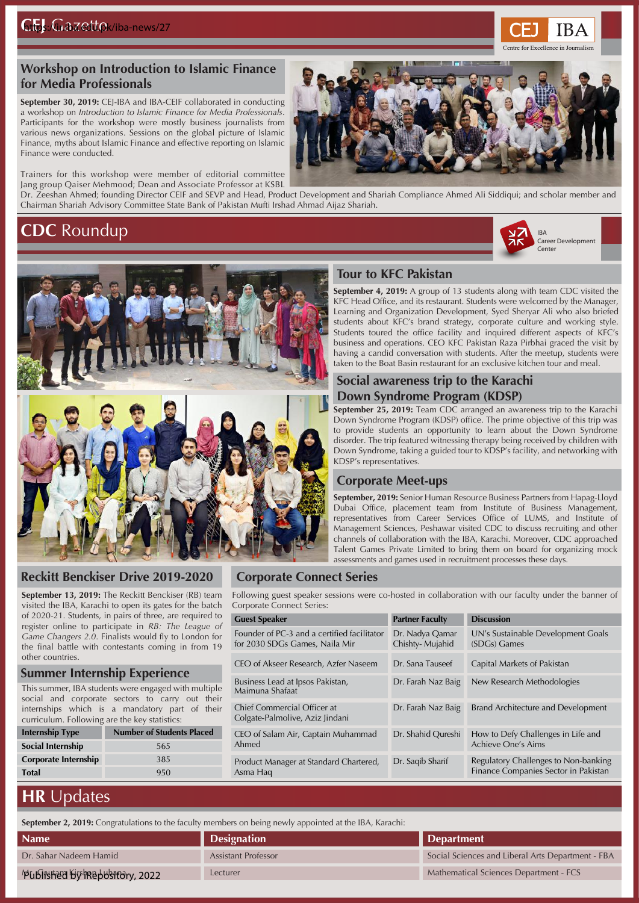## Workshop on Introduction to Islamic Finance for Media Professionals

**September 30, 2019:** CEJ-IBA and IBA-CEIF collaborated in conducting a workshop on *Introduction to Islamic Finance for Media Professionals*. Participants for the workshop were mostly business journalists from various news organizations. Sessions on the global picture of Islamic Finance, myths about Islamic Finance and effective reporting on Islamic Finance were conducted.

Trainers for this workshop were member of editorial committee Jang group Qaiser Mehmood; Dean and Associate Professor at KSBL Dr. Zeeshan Ahmed; founding Director CEIF and SEVP and Head, Product Development and Shariah Compliance Ahmed Ali Siddiqui; and scholar member and Chairman Shariah Advisory Committee State Bank of Pakistan Mufti Irshad Ahmad Aijaz Shariah.

# **CDC** Roundup

### Tour to KFC Pakistan

**September 4, 2019:** A group of 13 students along with team CDC visited the KFC Head Office, and its restaurant. Students were welcomed by the Manager, Learning and Organization Development, Syed Sheryar Ali who also briefed students about KFC's brand strategy, corporate culture and working style. Students toured the office facility and inquired different aspects of KFC's business and operations. CEO KFC Pakistan Raza Pirbhai graced the visit by having a candid conversation with students. After the meetup, students were taken to the Boat Basin restaurant for an exclusive kitchen tour and meal.

### Social awareness trip to the Karachi Down Syndrome Program (KDSP)

**September 25, 2019:** Team CDC arranged an awareness trip to the Karachi Down Syndrome Program (KDSP) office. The prime objective of this trip was to provide students an opportunity to learn about the Down Syndrome disorder. The trip featured witnessing therapy being received by children with Down Syndrome, taking a guided tour to KDSP's facility, and networking with KDSP's representatives.

### Corporate Meet-ups

**September, 2019:** Senior Human Resource Business Partners from Hapag-Lloyd Dubai Office, placement team from Institute of Business Management, representatives from Career Services Office of LUMS, and Institute of Management Sciences, Peshawar visited CDC to discuss recruiting and other channels of collaboration with the IBA, Karachi. Moreover, CDC approached Talent Games Private Limited to bring them on board for organizing mock assessments and games used in recruitment processes these days.

### Reckitt Benckiser Drive 2019-2020

**September 13, 2019:** The Reckitt Benckiser (RB) team visited the IBA, Karachi to open its gates for the batch of 2020-21. Students, in pairs of three, are required to register online to participate in *RB: The League of Game Changers 2.0*. Finalists would fly to London for the final battle with contestants coming in from 19 other countries.

### Summer Internship Experience

This summer, IBA students were engaged with multiple social and corporate sectors to carry out their internships which is a mandatory part of their curriculum. Following are the key statistics:

| Internship Type | Number of Students Placed |
|---|---|
| **Social Internship** | 565 |
| **Corporate Internship** | 385 |
| **Total** | 950 |

### Corporate Connect Series

Following guest speaker sessions were co-hosted in collaboration with our faculty under the banner of Corporate Connect Series:

| Guest Speaker | Partner Faculty | Discussion |
|---|---|---|
| Founder of PC-3 and a certified facilitator for 2030 SDGs Games, Naila Mir | Dr. Nadya Qamar Chishty- Mujahid | UN's Sustainable Development Goals (SDGs) Games |
| CEO of Akseer Research, Azfer Naseem | Dr. Sana Tauseef | Capital Markets of Pakistan |
| Business Lead at Ipsos Pakistan, Maimuna Shafaat | Dr. Farah Naz Baig | New Research Methodologies |
| Chief Commercial Officer at Colgate-Palmolive, Aziz Jindani | Dr. Farah Naz Baig | Brand Architecture and Development |
| CEO of Salam Air, Captain Muhammad Ahmed | Dr. Shahid Qureshi | How to Defy Challenges in Life and Achieve One's Aims |
| Product Manager at Standard Chartered, Asma Haq | Dr. Saqib Sharif | Regulatory Challenges to Non-banking Finance Companies Sector in Pakistan |

# **HR** Updates

**September 2, 2019:** Congratulations to the faculty members on being newly appointed at the IBA, Karachi:

| Name | Designation | Department |
|---|---|---|
| Dr. Sahar Nadeem Hamid | Assistant Professor | Social Sciences and Liberal Arts Department - FBA |
| Mr. Gautam Kishan Luhana | Lecturer | Mathematical Sciences Department - FCS |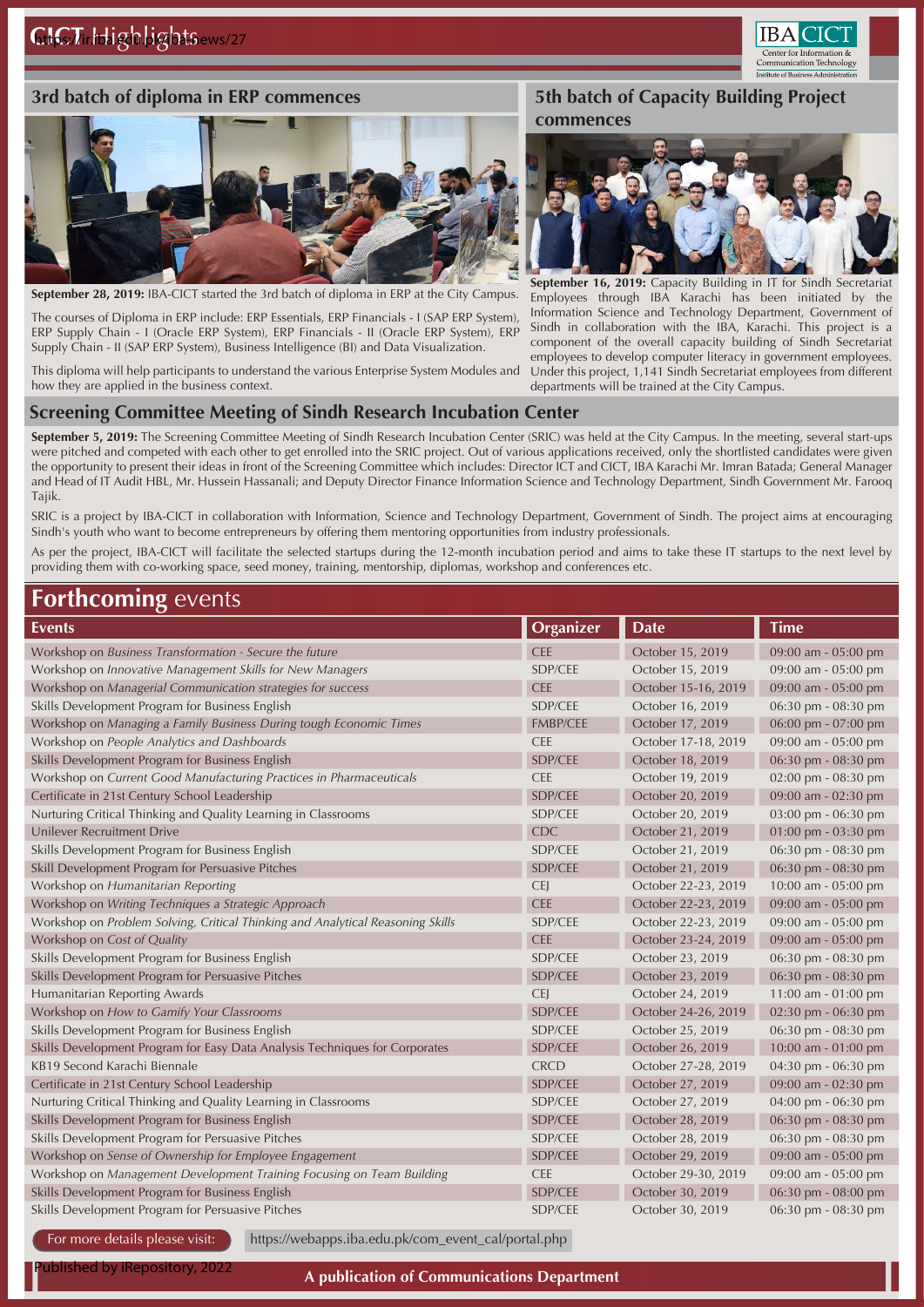## 3rd batch of diploma in ERP commences

**September 28, 2019:** IBA-CICT started the 3rd batch of diploma in ERP at the City Campus.

The courses of Diploma in ERP include: ERP Essentials, ERP Financials - I (SAP ERP System), ERP Supply Chain - I (Oracle ERP System), ERP Financials - II (Oracle ERP System), ERP Supply Chain - II (SAP ERP System), Business Intelligence (BI) and Data Visualization.

This diploma will help participants to understand the various Enterprise System Modules and how they are applied in the business context.

## 5th batch of Capacity Building Project commences

**September 16, 2019:** Capacity Building in IT for Sindh Secretariat Employees through IBA Karachi has been initiated by the Information Science and Technology Department, Government of Sindh in collaboration with the IBA, Karachi. This project is a component of the overall capacity building of Sindh Secretariat employees to develop computer literacy in government employees. Under this project, 1,141 Sindh Secretariat employees from different departments will be trained at the City Campus.

## Screening Committee Meeting of Sindh Research Incubation Center

**September 5, 2019:** The Screening Committee Meeting of Sindh Research Incubation Center (SRIC) was held at the City Campus. In the meeting, several start-ups were pitched and competed with each other to get enrolled into the SRIC project. Out of various applications received, only the shortlisted candidates were given the opportunity to present their ideas in front of the Screening Committee which includes: Director ICT and CICT, IBA Karachi Mr. Imran Batada; General Manager and Head of IT Audit HBL, Mr. Hussein Hassanali; and Deputy Director Finance Information Science and Technology Department, Sindh Government Mr. Farooq Tajik.

SRIC is a project by IBA-CICT in collaboration with Information, Science and Technology Department, Government of Sindh. The project aims at encouraging Sindh's youth who want to become entrepreneurs by offering them mentoring opportunities from industry professionals.

As per the project, IBA-CICT will facilitate the selected startups during the 12-month incubation period and aims to take these IT startups to the next level by providing them with co-working space, seed money, training, mentorship, diplomas, workshop and conferences etc.

# **Forthcoming** events

| Events | Organizer | Date | Time |
|---|---|---|---|
| Workshop on *Business Transformation - Secure the future* | CEE | October 15, 2019 | 09:00 am - 05:00 pm |
| Workshop on *Innovative Management Skills for New Managers* | SDP/CEE | October 15, 2019 | 09:00 am - 05:00 pm |
| Workshop on *Managerial Communication strategies for success* | CEE | October 15-16, 2019 | 09:00 am - 05:00 pm |
| Skills Development Program for Business English | SDP/CEE | October 16, 2019 | 06:30 pm - 08:30 pm |
| Workshop on *Managing a Family Business During tough Economic Times* | FMBP/CEE | October 17, 2019 | 06:00 pm - 07:00 pm |
| Workshop on *People Analytics and Dashboards* | CEE | October 17-18, 2019 | 09:00 am - 05:00 pm |
| Skills Development Program for Business English | SDP/CEE | October 18, 2019 | 06:30 pm - 08:30 pm |
| Workshop on *Current Good Manufacturing Practices in Pharmaceuticals* | CEE | October 19, 2019 | 02:00 pm - 08:30 pm |
| Certificate in 21st Century School Leadership | SDP/CEE | October 20, 2019 | 09:00 am - 02:30 pm |
| Nurturing Critical Thinking and Quality Learning in Classrooms | SDP/CEE | October 20, 2019 | 03:00 pm - 06:30 pm |
| Unilever Recruitment Drive | CDC | October 21, 2019 | 01:00 pm - 03:30 pm |
| Skills Development Program for Business English | SDP/CEE | October 21, 2019 | 06:30 pm - 08:30 pm |
| Skill Development Program for Persuasive Pitches | SDP/CEE | October 21, 2019 | 06:30 pm - 08:30 pm |
| Workshop on *Humanitarian Reporting* | CEJ | October 22-23, 2019 | 10:00 am - 05:00 pm |
| Workshop on *Writing Techniques a Strategic Approach* | CEE | October 22-23, 2019 | 09:00 am - 05:00 pm |
| Workshop on *Problem Solving, Critical Thinking and Analytical Reasoning Skills* | SDP/CEE | October 22-23, 2019 | 09:00 am - 05:00 pm |
| Workshop on *Cost of Quality* | CEE | October 23-24, 2019 | 09:00 am - 05:00 pm |
| Skills Development Program for Business English | SDP/CEE | October 23, 2019 | 06:30 pm - 08:30 pm |
| Skills Development Program for Persuasive Pitches | SDP/CEE | October 23, 2019 | 06:30 pm - 08:30 pm |
| Humanitarian Reporting Awards | CEJ | October 24, 2019 | 11:00 am - 01:00 pm |
| Workshop on *How to Gamify Your Classrooms* | SDP/CEE | October 24-26, 2019 | 02:30 pm - 06:30 pm |
| Skills Development Program for Business English | SDP/CEE | October 25, 2019 | 06:30 pm - 08:30 pm |
| Skills Development Program for Easy Data Analysis Techniques for Corporates | SDP/CEE | October 26, 2019 | 10:00 am - 01:00 pm |
| KB19 Second Karachi Biennale | CRCD | October 27-28, 2019 | 04:30 pm - 06:30 pm |
| Certificate in 21st Century School Leadership | SDP/CEE | October 27, 2019 | 09:00 am - 02:30 pm |
| Nurturing Critical Thinking and Quality Learning in Classrooms | SDP/CEE | October 27, 2019 | 04:00 pm - 06:30 pm |
| Skills Development Program for Business English | SDP/CEE | October 28, 2019 | 06:30 pm - 08:30 pm |
| Skills Development Program for Persuasive Pitches | SDP/CEE | October 28, 2019 | 06:30 pm - 08:30 pm |
| Workshop on *Sense of Ownership for Employee Engagement* | SDP/CEE | October 29, 2019 | 09:00 am - 05:00 pm |
| Workshop on *Management Development Training Focusing on Team Building* | CEE | October 29-30, 2019 | 09:00 am - 05:00 pm |
| Skills Development Program for Business English | SDP/CEE | October 30, 2019 | 06:30 pm - 08:00 pm |
| Skills Development Program for Persuasive Pitches | SDP/CEE | October 30, 2019 | 06:30 pm - 08:30 pm |

For more details please visit: https://webapps.iba.edu.pk/com_event_cal/portal.php

**A publication of Communications Department**